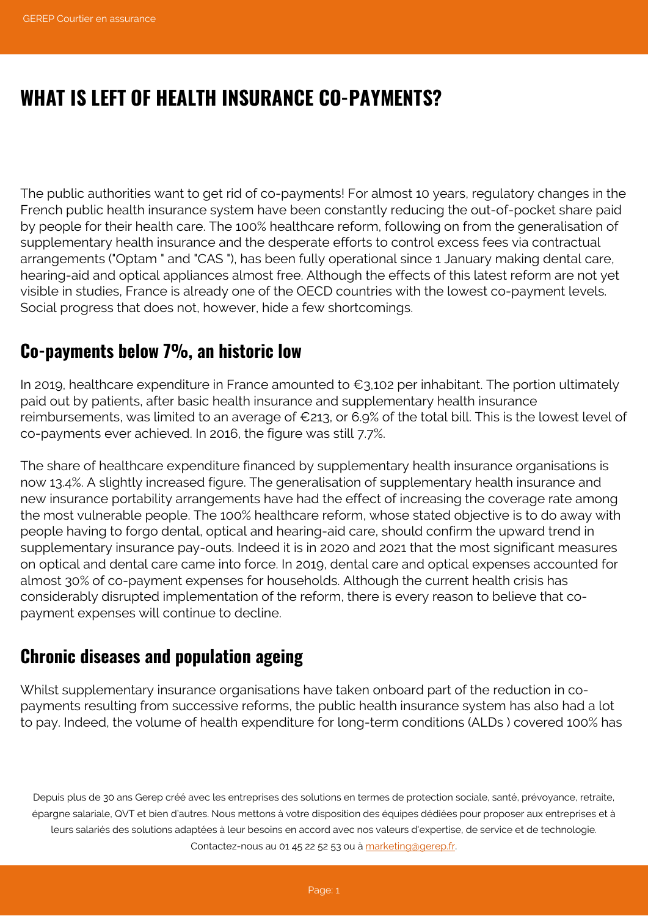# WHAT IS LEFT OF HEALTH INSURANCE CO-PAYMENTS?

The public authorities want to get rid of co-payments! For almost 10 years, regulatory changes in the French public health insurance system have been constantly reducing the out-of-pocket share paid by people for their health care. The 100% healthcare reform, following on from the generalisation of supplementary health insurance and the desperate efforts to control excess fees via contractual arrangements ("Optam " and "CAS "), has been fully operational since 1 January making dental care, hearing-aid and optical appliances almost free. Although the effects of this latest reform are not yet visible in studies, France is already one of the OECD countries with the lowest co-payment levels. Social progress that does not, however, hide a few shortcomings.

## Co-payments below 7%, an historic low

In 2019, healthcare expenditure in France amounted to €3,102 per inhabitant. The portion ultimately paid out by patients, after basic health insurance and supplementary health insurance reimbursements, was limited to an average of €213, or 6.9% of the total bill. This is the lowest level of co-payments ever achieved. In 2016, the figure was still 7.7%.

The share of healthcare expenditure financed by supplementary health insurance organisations is now 13.4%. A slightly increased figure. The generalisation of supplementary health insurance and new insurance portability arrangements have had the effect of increasing the coverage rate among the most vulnerable people. The 100% healthcare reform, whose stated objective is to do away with people having to forgo dental, optical and hearing-aid care, should confirm the upward trend in supplementary insurance pay-outs. Indeed it is in 2020 and 2021 that the most significant measures on optical and dental care came into force. In 2019, dental care and optical expenses accounted for almost 30% of co-payment expenses for households. Although the current health crisis has considerably disrupted implementation of the reform, there is every reason to believe that co-payment expenses will continue to decline.

## Chronic diseases and population ageing

Whilst supplementary insurance organisations have taken onboard part of the reduction in co-payments resulting from successive reforms, the public health insurance system has also had a lot to pay. Indeed, the volume of health expenditure for long-term conditions (ALDs ) covered 100% has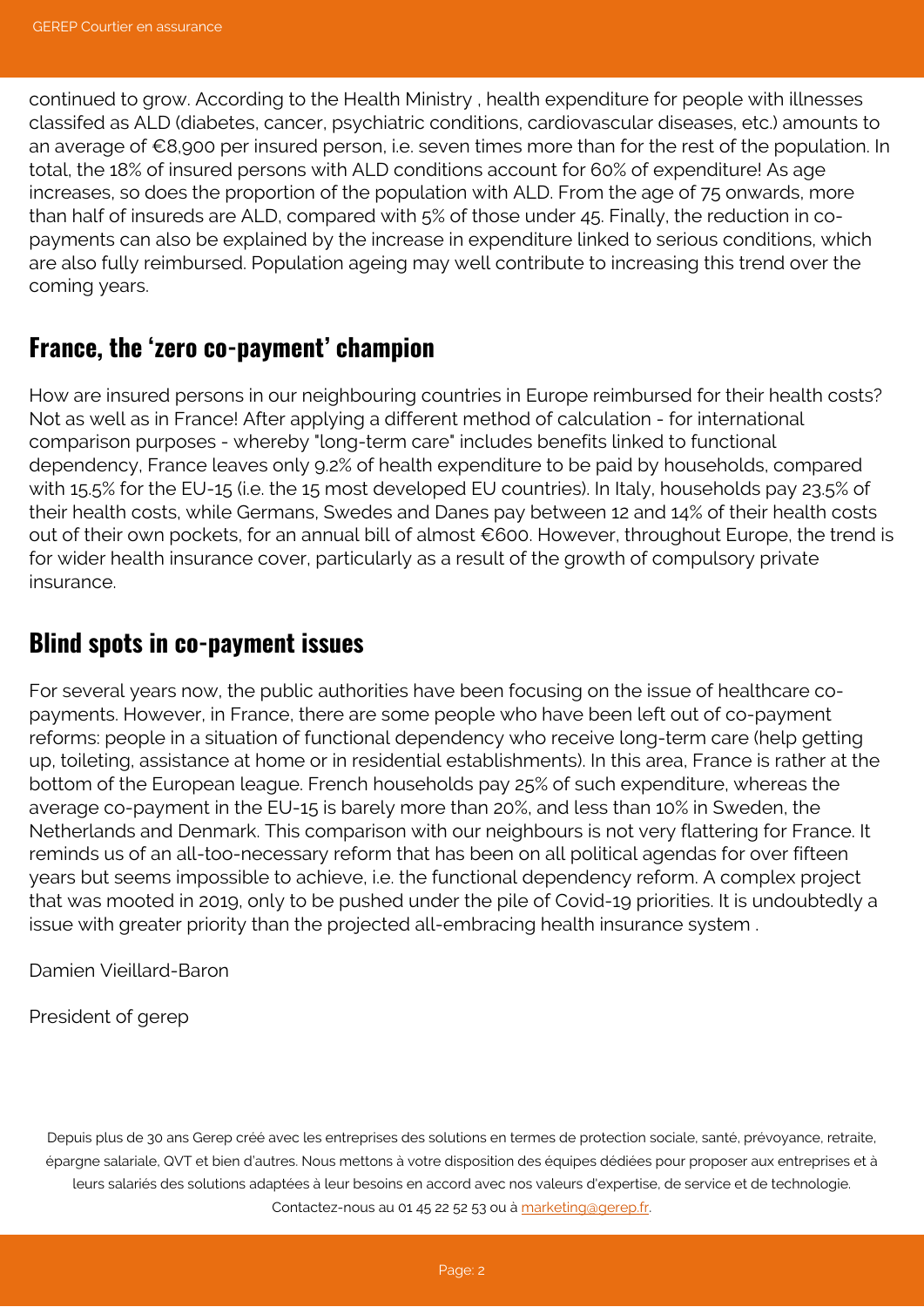continued to grow. According to the Health Ministry , health expenditure for people with illnesses classifed as ALD (diabetes, cancer, psychiatric conditions, cardiovascular diseases, etc.) amounts to an average of €8,900 per insured person, i.e. seven times more than for the rest of the population. In total, the 18% of insured persons with ALD conditions account for 60% of expenditure! As age increases, so does the proportion of the population with ALD. From the age of 75 onwards, more than half of insureds are ALD, compared with 5% of those under 45. Finally, the reduction in co-payments can also be explained by the increase in expenditure linked to serious conditions, which are also fully reimbursed. Population ageing may well contribute to increasing this trend over the coming years.

## France, the 'zero co-payment' champion

How are insured persons in our neighbouring countries in Europe reimbursed for their health costs? Not as well as in France! After applying a different method of calculation - for international comparison purposes - whereby "long-term care" includes benefits linked to functional dependency, France leaves only 9.2% of health expenditure to be paid by households, compared with 15.5% for the EU-15 (i.e. the 15 most developed EU countries). In Italy, households pay 23.5% of their health costs, while Germans, Swedes and Danes pay between 12 and 14% of their health costs out of their own pockets, for an annual bill of almost €600. However, throughout Europe, the trend is for wider health insurance cover, particularly as a result of the growth of compulsory private insurance.

## Blind spots in co-payment issues

For several years now, the public authorities have been focusing on the issue of healthcare co-payments. However, in France, there are some people who have been left out of co-payment reforms: people in a situation of functional dependency who receive long-term care (help getting up, toileting, assistance at home or in residential establishments). In this area, France is rather at the bottom of the European league. French households pay 25% of such expenditure, whereas the average co-payment in the EU-15 is barely more than 20%, and less than 10% in Sweden, the Netherlands and Denmark. This comparison with our neighbours is not very flattering for France. It reminds us of an all-too-necessary reform that has been on all political agendas for over fifteen years but seems impossible to achieve, i.e. the functional dependency reform. A complex project that was mooted in 2019, only to be pushed under the pile of Covid-19 priorities. It is undoubtedly a issue with greater priority than the projected all-embracing health insurance system .

Damien Vieillard-Baron

President of gerep

Depuis plus de 30 ans Gerep créé avec les entreprises des solutions en termes de protection sociale, santé, prévoyance, retraite, épargne salariale, QVT et bien d'autres. Nous mettons à votre disposition des équipes dédiées pour proposer aux entreprises et à leurs salariés des solutions adaptées à leur besoins en accord avec nos valeurs d'expertise, de service et de technologie. Contactez-nous au 01 45 22 52 53 ou à marketing@gerep.fr.